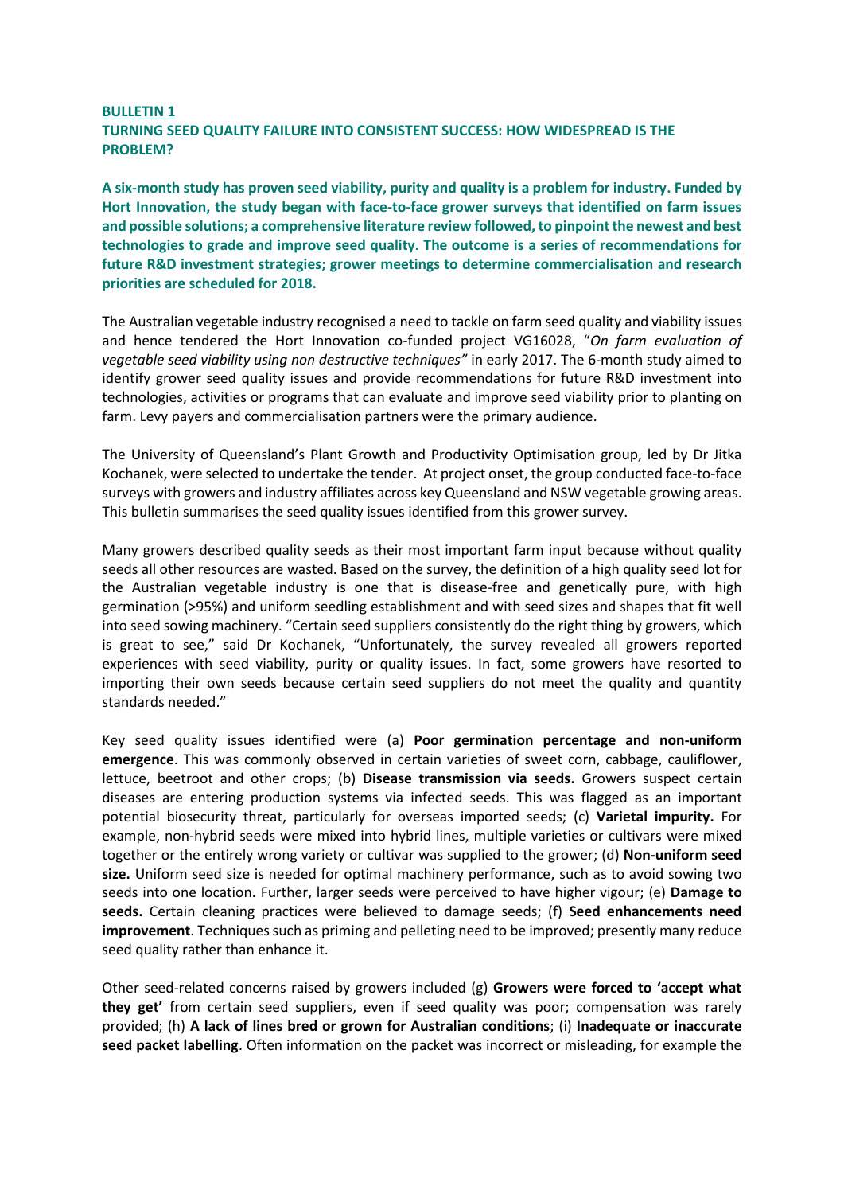## BULLETIN 1

## TURNING SEED QUALITY FAILURE INTO CONSISTENT SUCCESS: HOW WIDESPREAD IS THE PROBLEM?

**A six-month study has proven seed viability, purity and quality is a problem for industry. Funded by Hort Innovation, the study began with face-to-face grower surveys that identified on farm issues and possible solutions; a comprehensive literature review followed, to pinpoint the newest and best technologies to grade and improve seed quality. The outcome is a series of recommendations for future R&D investment strategies; grower meetings to determine commercialisation and research priorities are scheduled for 2018.**

The Australian vegetable industry recognised a need to tackle on farm seed quality and viability issues and hence tendered the Hort Innovation co-funded project VG16028, "*On farm evaluation of vegetable seed viability using non destructive techniques"* in early 2017. The 6-month study aimed to identify grower seed quality issues and provide recommendations for future R&D investment into technologies, activities or programs that can evaluate and improve seed viability prior to planting on farm. Levy payers and commercialisation partners were the primary audience.

The University of Queensland's Plant Growth and Productivity Optimisation group, led by Dr Jitka Kochanek, were selected to undertake the tender. At project onset, the group conducted face-to-face surveys with growers and industry affiliates across key Queensland and NSW vegetable growing areas. This bulletin summarises the seed quality issues identified from this grower survey.

Many growers described quality seeds as their most important farm input because without quality seeds all other resources are wasted. Based on the survey, the definition of a high quality seed lot for the Australian vegetable industry is one that is disease-free and genetically pure, with high germination (>95%) and uniform seedling establishment and with seed sizes and shapes that fit well into seed sowing machinery. "Certain seed suppliers consistently do the right thing by growers, which is great to see," said Dr Kochanek, "Unfortunately, the survey revealed all growers reported experiences with seed viability, purity or quality issues. In fact, some growers have resorted to importing their own seeds because certain seed suppliers do not meet the quality and quantity standards needed."

Key seed quality issues identified were (a) **Poor germination percentage and non-uniform emergence**. This was commonly observed in certain varieties of sweet corn, cabbage, cauliflower, lettuce, beetroot and other crops; (b) **Disease transmission via seeds.** Growers suspect certain diseases are entering production systems via infected seeds. This was flagged as an important potential biosecurity threat, particularly for overseas imported seeds; (c) **Varietal impurity.** For example, non-hybrid seeds were mixed into hybrid lines, multiple varieties or cultivars were mixed together or the entirely wrong variety or cultivar was supplied to the grower; (d) **Non-uniform seed size.** Uniform seed size is needed for optimal machinery performance, such as to avoid sowing two seeds into one location. Further, larger seeds were perceived to have higher vigour; (e) **Damage to seeds.** Certain cleaning practices were believed to damage seeds; (f) **Seed enhancements need improvement**. Techniques such as priming and pelleting need to be improved; presently many reduce seed quality rather than enhance it.

Other seed-related concerns raised by growers included (g) **Growers were forced to 'accept what they get'** from certain seed suppliers, even if seed quality was poor; compensation was rarely provided; (h) **A lack of lines bred or grown for Australian conditions**; (i) **Inadequate or inaccurate seed packet labelling**. Often information on the packet was incorrect or misleading, for example the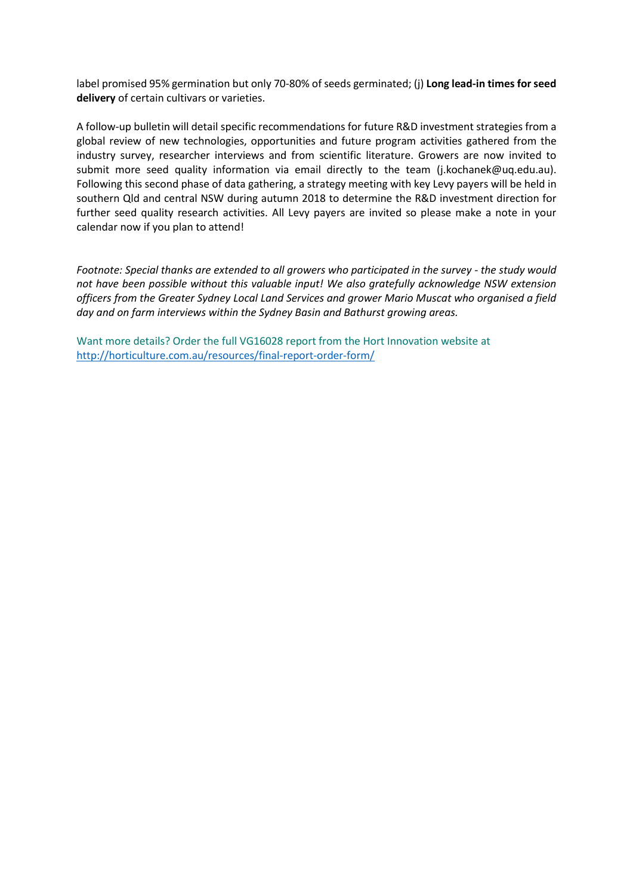label promised 95% germination but only 70-80% of seeds germinated; (j) **Long lead-in times for seed delivery** of certain cultivars or varieties.

A follow-up bulletin will detail specific recommendations for future R&D investment strategies from a global review of new technologies, opportunities and future program activities gathered from the industry survey, researcher interviews and from scientific literature. Growers are now invited to submit more seed quality information via email directly to the team (j.kochanek@uq.edu.au). Following this second phase of data gathering, a strategy meeting with key Levy payers will be held in southern Qld and central NSW during autumn 2018 to determine the R&D investment direction for further seed quality research activities. All Levy payers are invited so please make a note in your calendar now if you plan to attend!

*Footnote: Special thanks are extended to all growers who participated in the survey - the study would not have been possible without this valuable input! We also gratefully acknowledge NSW extension officers from the Greater Sydney Local Land Services and grower Mario Muscat who organised a field day and on farm interviews within the Sydney Basin and Bathurst growing areas.*

Want more details? Order the full VG16028 report from the Hort Innovation website at [http://horticulture.com.au/resources/final-report-order-form/](http://horticulture.com.au/resources/final-report-order-form/)